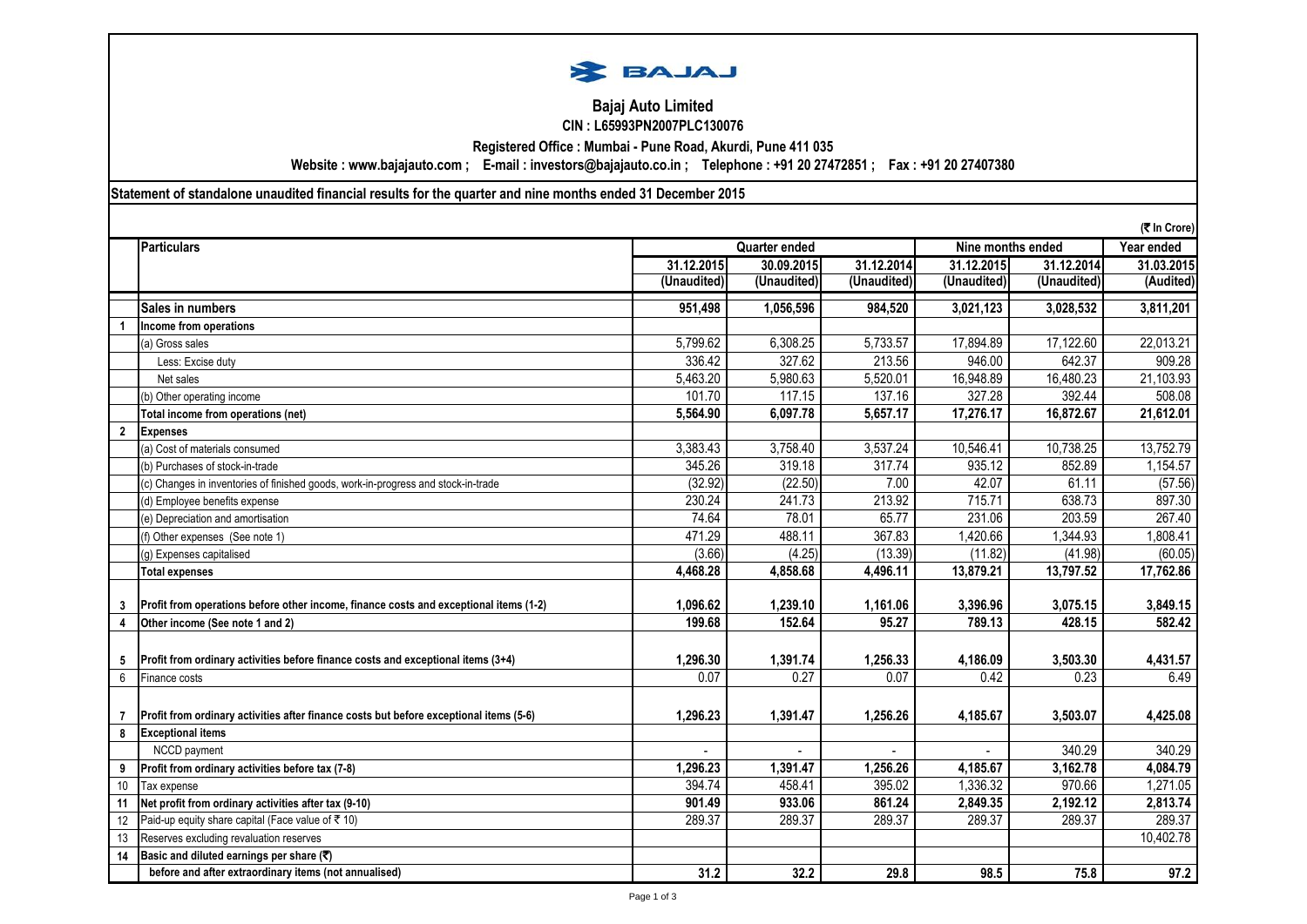# Bajaj Auto Limited

**CIN : L65993PN2007PLC130076**

**Registered Office : Mumbai - Pune Road, Akurdi, Pune 411 035**

**Website : www.bajajauto.com ; E-mail : investors@bajajauto.co.in ; Telephone : +91 20 27472851 ; Fax : +91 20 27407380**

**Statement of standalone unaudited financial results for the quarter and nine months ended 31 December 2015**

(₹ In Crore)

| | Particulars | Quarter ended | | | Nine months ended | | Year ended |
|---|---|---|---|---|---|---|---|
| | | 31.12.2015 | 30.09.2015 | 31.12.2014 | 31.12.2015 | 31.12.2014 | 31.03.2015 |
| | | (Unaudited) | (Unaudited) | (Unaudited) | (Unaudited) | (Unaudited) | (Audited) |
| | **Sales in numbers** | **951,498** | **1,056,596** | **984,520** | **3,021,123** | **3,028,532** | **3,811,201** |
| **1** | **Income from operations** | | | | | | |
| | (a) Gross sales | 5,799.62 | 6,308.25 | 5,733.57 | 17,894.89 | 17,122.60 | 22,013.21 |
| | Less: Excise duty | 336.42 | 327.62 | 213.56 | 946.00 | 642.37 | 909.28 |
| | Net sales | 5,463.20 | 5,980.63 | 5,520.01 | 16,948.89 | 16,480.23 | 21,103.93 |
| | (b) Other operating income | 101.70 | 117.15 | 137.16 | 327.28 | 392.44 | 508.08 |
| | **Total income from operations (net)** | **5,564.90** | **6,097.78** | **5,657.17** | **17,276.17** | **16,872.67** | **21,612.01** |
| **2** | **Expenses** | | | | | | |
| | (a) Cost of materials consumed | 3,383.43 | 3,758.40 | 3,537.24 | 10,546.41 | 10,738.25 | 13,752.79 |
| | (b) Purchases of stock-in-trade | 345.26 | 319.18 | 317.74 | 935.12 | 852.89 | 1,154.57 |
| | (c) Changes in inventories of finished goods, work-in-progress and stock-in-trade | (32.92) | (22.50) | 7.00 | 42.07 | 61.11 | (57.56) |
| | (d) Employee benefits expense | 230.24 | 241.73 | 213.92 | 715.71 | 638.73 | 897.30 |
| | (e) Depreciation and amortisation | 74.64 | 78.01 | 65.77 | 231.06 | 203.59 | 267.40 |
| | (f) Other expenses (See note 1) | 471.29 | 488.11 | 367.83 | 1,420.66 | 1,344.93 | 1,808.41 |
| | (g) Expenses capitalised | (3.66) | (4.25) | (13.39) | (11.82) | (41.98) | (60.05) |
| | **Total expenses** | **4,468.28** | **4,858.68** | **4,496.11** | **13,879.21** | **13,797.52** | **17,762.86** |
| **3** | **Profit from operations before other income, finance costs and exceptional items (1-2)** | **1,096.62** | **1,239.10** | **1,161.06** | **3,396.96** | **3,075.15** | **3,849.15** |
| **4** | **Other income (See note 1 and 2)** | **199.68** | **152.64** | **95.27** | **789.13** | **428.15** | **582.42** |
| **5** | **Profit from ordinary activities before finance costs and exceptional items (3+4)** | **1,296.30** | **1,391.74** | **1,256.33** | **4,186.09** | **3,503.30** | **4,431.57** |
| 6 | Finance costs | 0.07 | 0.27 | 0.07 | 0.42 | 0.23 | 6.49 |
| **7** | **Profit from ordinary activities after finance costs but before exceptional items (5-6)** | **1,296.23** | **1,391.47** | **1,256.26** | **4,185.67** | **3,503.07** | **4,425.08** |
| **8** | **Exceptional items** | | | | | | |
| | NCCD payment | - | - | - | - | 340.29 | 340.29 |
| **9** | **Profit from ordinary activities before tax (7-8)** | **1,296.23** | **1,391.47** | **1,256.26** | **4,185.67** | **3,162.78** | **4,084.79** |
| 10 | Tax expense | 394.74 | 458.41 | 395.02 | 1,336.32 | 970.66 | 1,271.05 |
| **11** | **Net profit from ordinary activities after tax (9-10)** | **901.49** | **933.06** | **861.24** | **2,849.35** | **2,192.12** | **2,813.74** |
| 12 | Paid-up equity share capital (Face value of ₹ 10) | 289.37 | 289.37 | 289.37 | 289.37 | 289.37 | 289.37 |
| 13 | Reserves excluding revaluation reserves | | | | | | 10,402.78 |
| **14** | **Basic and diluted earnings per share (₹)** | | | | | | |
| | **before and after extraordinary items (not annualised)** | **31.2** | **32.2** | **29.8** | **98.5** | **75.8** | **97.2** |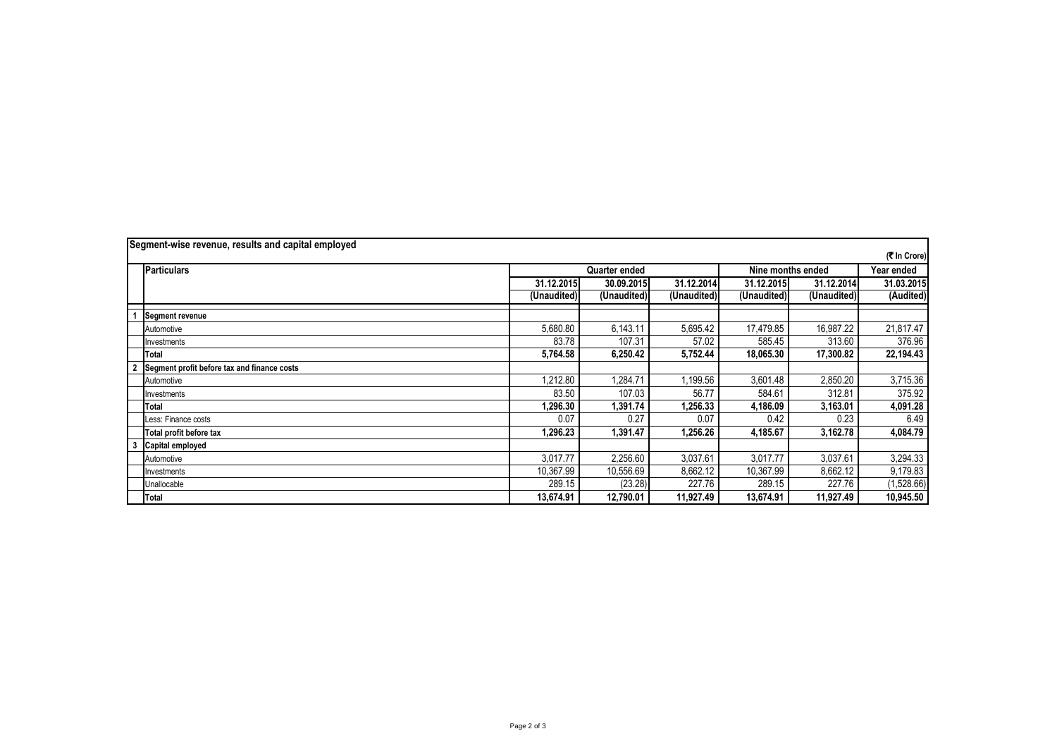## Segment-wise revenue, results and capital employed

(₹ In Crore)

| | Particulars | Quarter ended | | | Nine months ended | | Year ended |
|---|---|---|---|---|---|---|---|
| | | 31.12.2015 | 30.09.2015 | 31.12.2014 | 31.12.2015 | 31.12.2014 | 31.03.2015 |
| | | (Unaudited) | (Unaudited) | (Unaudited) | (Unaudited) | (Unaudited) | (Audited) |
| 1 | **Segment revenue** | | | | | | |
| | Automotive | 5,680.80 | 6,143.11 | 5,695.42 | 17,479.85 | 16,987.22 | 21,817.47 |
| | Investments | 83.78 | 107.31 | 57.02 | 585.45 | 313.60 | 376.96 |
| | **Total** | **5,764.58** | **6,250.42** | **5,752.44** | **18,065.30** | **17,300.82** | **22,194.43** |
| 2 | **Segment profit before tax and finance costs** | | | | | | |
| | Automotive | 1,212.80 | 1,284.71 | 1,199.56 | 3,601.48 | 2,850.20 | 3,715.36 |
| | Investments | 83.50 | 107.03 | 56.77 | 584.61 | 312.81 | 375.92 |
| | **Total** | **1,296.30** | **1,391.74** | **1,256.33** | **4,186.09** | **3,163.01** | **4,091.28** |
| | Less: Finance costs | 0.07 | 0.27 | 0.07 | 0.42 | 0.23 | 6.49 |
| | **Total profit before tax** | **1,296.23** | **1,391.47** | **1,256.26** | **4,185.67** | **3,162.78** | **4,084.79** |
| 3 | **Capital employed** | | | | | | |
| | Automotive | 3,017.77 | 2,256.60 | 3,037.61 | 3,017.77 | 3,037.61 | 3,294.33 |
| | Investments | 10,367.99 | 10,556.69 | 8,662.12 | 10,367.99 | 8,662.12 | 9,179.83 |
| | Unallocable | 289.15 | (23.28) | 227.76 | 289.15 | 227.76 | (1,528.66) |
| | **Total** | **13,674.91** | **12,790.01** | **11,927.49** | **13,674.91** | **11,927.49** | **10,945.50** |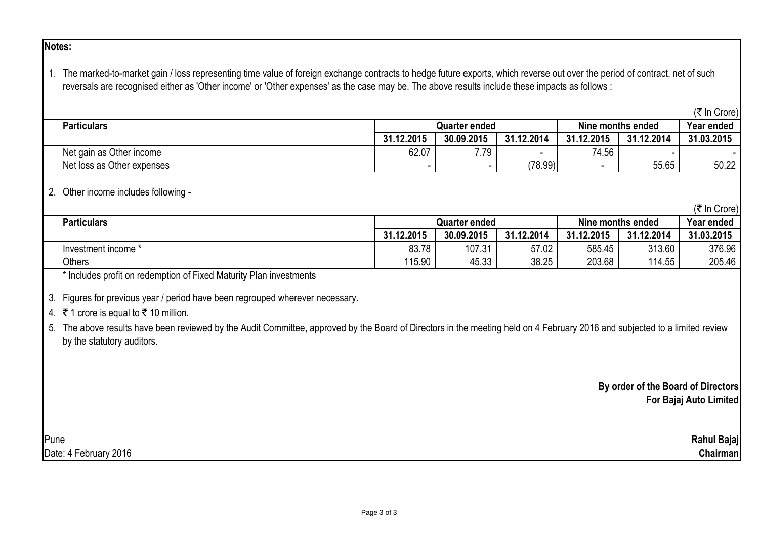**Notes:**

1. The marked-to-market gain / loss representing time value of foreign exchange contracts to hedge future exports, which reverse out over the period of contract, net of such reversals are recognised either as 'Other income' or 'Other expenses' as the case may be. The above results include these impacts as follows :

(₹ In Crore)

| Particulars | Quarter ended | | | Nine months ended | | Year ended |
|---|---|---|---|---|---|---|
| | 31.12.2015 | 30.09.2015 | 31.12.2014 | 31.12.2015 | 31.12.2014 | 31.03.2015 |
| Net gain as Other income | 62.07 | 7.79 | - | 74.56 | - | - |
| Net loss as Other expenses | - | - | (78.99) | - | 55.65 | 50.22 |

2. Other income includes following -

(₹ In Crore)

| Particulars | Quarter ended | | | Nine months ended | | Year ended |
|---|---|---|---|---|---|---|
| | 31.12.2015 | 30.09.2015 | 31.12.2014 | 31.12.2015 | 31.12.2014 | 31.03.2015 |
| Investment income * | 83.78 | 107.31 | 57.02 | 585.45 | 313.60 | 376.96 |
| Others | 115.90 | 45.33 | 38.25 | 203.68 | 114.55 | 205.46 |

\* Includes profit on redemption of Fixed Maturity Plan investments

3. Figures for previous year / period have been regrouped wherever necessary.

4. ₹ 1 crore is equal to ₹ 10 million.

5. The above results have been reviewed by the Audit Committee, approved by the Board of Directors in the meeting held on 4 February 2016 and subjected to a limited review by the statutory auditors.

**By order of the Board of Directors**
**For Bajaj Auto Limited**

Pune
Date: 4 February 2016

**Rahul Bajaj**
**Chairman**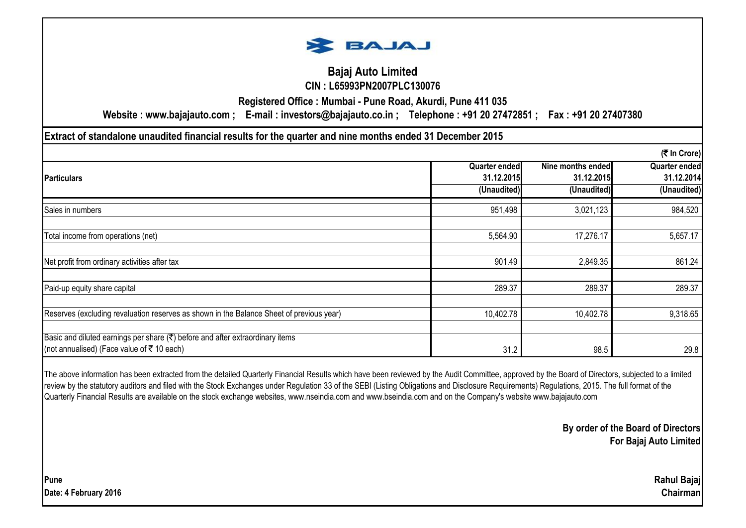# Bajaj Auto Limited

**CIN : L65993PN2007PLC130076**

**Registered Office : Mumbai - Pune Road, Akurdi, Pune 411 035**

**Website : www.bajajauto.com ; E-mail : investors@bajajauto.co.in ; Telephone : +91 20 27472851 ; Fax : +91 20 27407380**

## Extract of standalone unaudited financial results for the quarter and nine months ended 31 December 2015

**(₹ In Crore)**

| Particulars | Quarter ended 31.12.2015 (Unaudited) | Nine months ended 31.12.2015 (Unaudited) | Quarter ended 31.12.2014 (Unaudited) |
|---|---|---|---|
| Sales in numbers | 951,498 | 3,021,123 | 984,520 |
| Total income from operations (net) | 5,564.90 | 17,276.17 | 5,657.17 |
| Net profit from ordinary activities after tax | 901.49 | 2,849.35 | 861.24 |
| Paid-up equity share capital | 289.37 | 289.37 | 289.37 |
| Reserves (excluding revaluation reserves as shown in the Balance Sheet of previous year) | 10,402.78 | 10,402.78 | 9,318.65 |
| Basic and diluted earnings per share (₹) before and after extraordinary items (not annualised) (Face value of ₹ 10 each) | 31.2 | 98.5 | 29.8 |

The above information has been extracted from the detailed Quarterly Financial Results which have been reviewed by the Audit Committee, approved by the Board of Directors, subjected to a limited review by the statutory auditors and filed with the Stock Exchanges under Regulation 33 of the SEBI (Listing Obligations and Disclosure Requirements) Regulations, 2015. The full format of the Quarterly Financial Results are available on the stock exchange websites, www.nseindia.com and www.bseindia.com and on the Company's website www.bajajauto.com

**By order of the Board of Directors**
**For Bajaj Auto Limited**

**Pune**
**Date: 4 February 2016**

**Rahul Bajaj**
**Chairman**